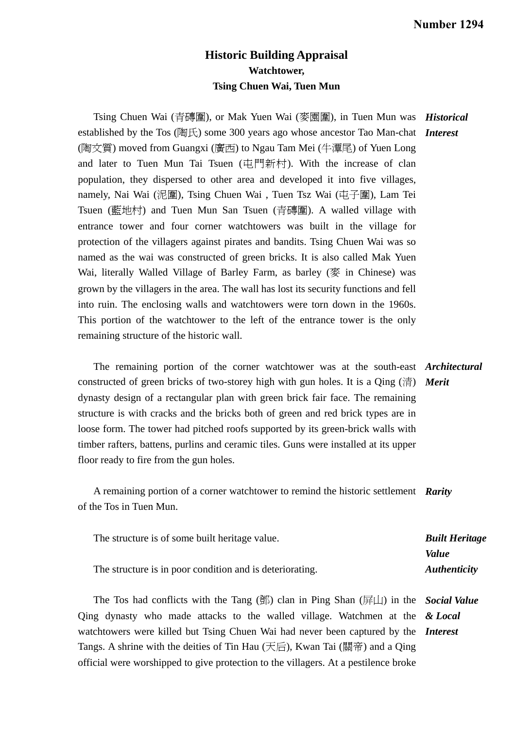**Number 1294**

# Historic Building Appraisal

## Watchtower, Tsing Chuen Wai, Tuen Mun

***Historical Interest***

Tsing Chuen Wai (青磚圍), or Mak Yuen Wai (麥園圍), in Tuen Mun was established by the Tos (陶氏) some 300 years ago whose ancestor Tao Man-chat (陶文質) moved from Guangxi (廣西) to Ngau Tam Mei (牛潭尾) of Yuen Long and later to Tuen Mun Tai Tsuen (屯門新村). With the increase of clan population, they dispersed to other area and developed it into five villages, namely, Nai Wai (泥圍), Tsing Chuen Wai , Tuen Tsz Wai (屯子圍), Lam Tei Tsuen (藍地村) and Tuen Mun San Tsuen (青磚圍). A walled village with entrance tower and four corner watchtowers was built in the village for protection of the villagers against pirates and bandits. Tsing Chuen Wai was so named as the wai was constructed of green bricks. It is also called Mak Yuen Wai, literally Walled Village of Barley Farm, as barley (麥 in Chinese) was grown by the villagers in the area. The wall has lost its security functions and fell into ruin. The enclosing walls and watchtowers were torn down in the 1960s. This portion of the watchtower to the left of the entrance tower is the only remaining structure of the historic wall.

***Architectural Merit***

The remaining portion of the corner watchtower was at the south-east constructed of green bricks of two-storey high with gun holes. It is a Qing (清) dynasty design of a rectangular plan with green brick fair face. The remaining structure is with cracks and the bricks both of green and red brick types are in loose form. The tower had pitched roofs supported by its green-brick walls with timber rafters, battens, purlins and ceramic tiles. Guns were installed at its upper floor ready to fire from the gun holes.

***Rarity***

A remaining portion of a corner watchtower to remind the historic settlement of the Tos in Tuen Mun.

***Built Heritage Value***

The structure is of some built heritage value.

***Authenticity***

The structure is in poor condition and is deteriorating.

***Social Value & Local Interest***

The Tos had conflicts with the Tang (鄧) clan in Ping Shan (屏山) in the Qing dynasty who made attacks to the walled village. Watchmen at the watchtowers were killed but Tsing Chuen Wai had never been captured by the Tangs. A shrine with the deities of Tin Hau (天后), Kwan Tai (關帝) and a Qing official were worshipped to give protection to the villagers. At a pestilence broke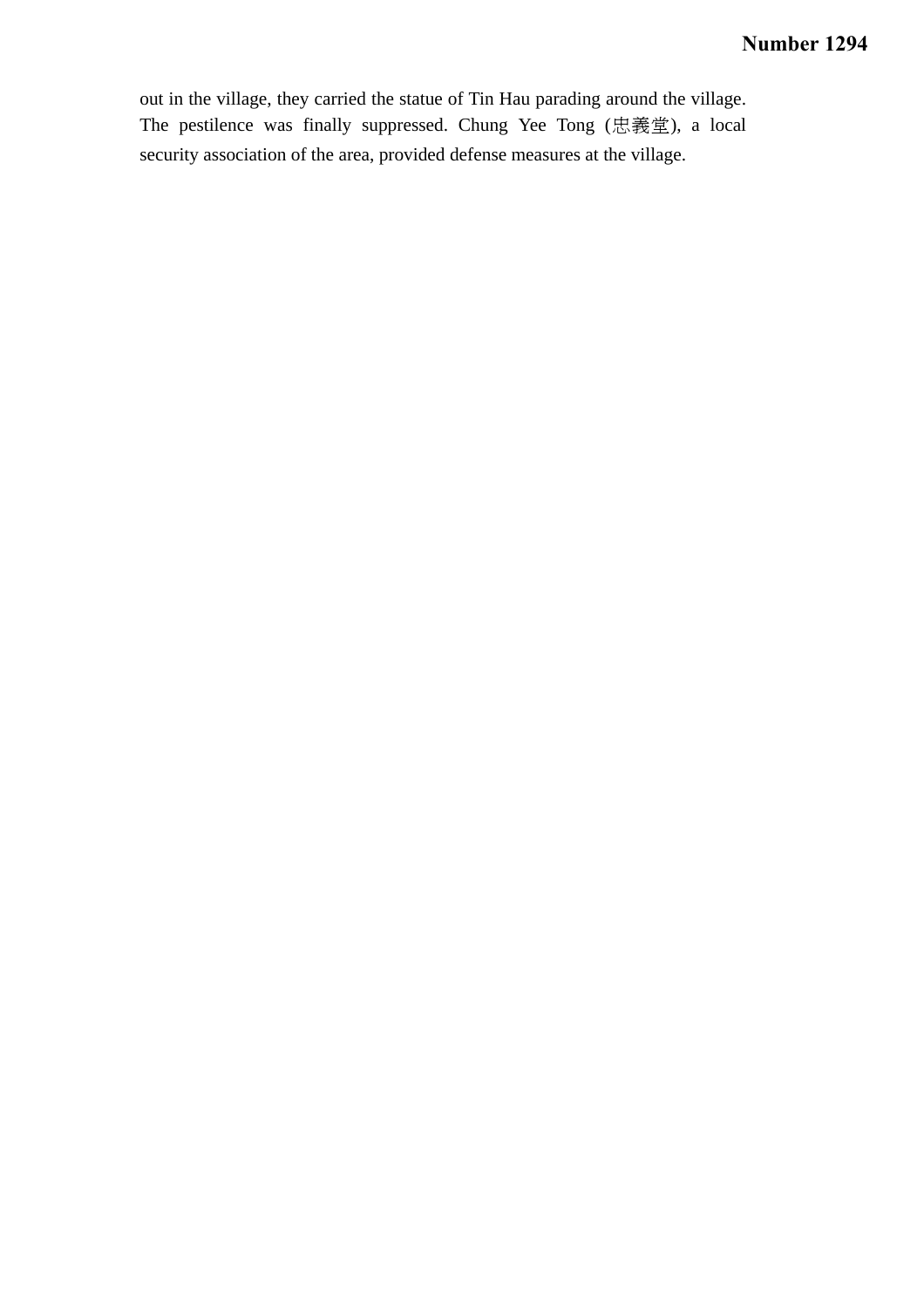out in the village, they carried the statue of Tin Hau parading around the village. The pestilence was finally suppressed. Chung Yee Tong (忠義堂), a local security association of the area, provided defense measures at the village.